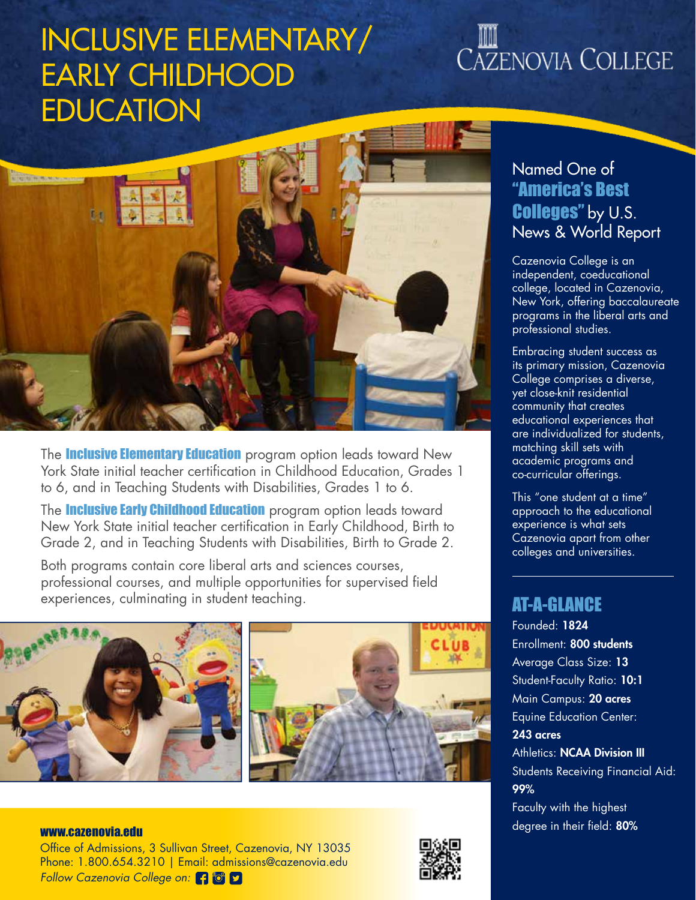# INCLUSIVE ELEMENTARY/ EARLY CHILDHOOD EDUCATION

Cazenovia College

The **Inclusive Elementary Education** program option leads toward New York State initial teacher certification in Childhood Education, Grades 1 to 6, and in Teaching Students with Disabilities, Grades 1 to 6.

The **Inclusive Early Childhood Education** program option leads toward New York State initial teacher certification in Early Childhood, Birth to Grade 2, and in Teaching Students with Disabilities, Birth to Grade 2.

Both programs contain core liberal arts and sciences courses, professional courses, and multiple opportunities for supervised field experiences, culminating in student teaching.

## Named One of **"America's Best Colleges"** by U.S. News & World Report

Cazenovia College is an independent, coeducational college, located in Cazenovia, New York, offering baccalaureate programs in the liberal arts and professional studies.

Embracing student success as its primary mission, Cazenovia College comprises a diverse, yet close-knit residential community that creates educational experiences that are individualized for students, matching skill sets with academic programs and co-curricular offerings.

This "one student at a time" approach to the educational experience is what sets Cazenovia apart from other colleges and universities.

## AT-A-GLANCE

Founded: **1824**

Enrollment: **800 students**

Average Class Size: **13**

Student-Faculty Ratio: **10:1**

Main Campus: **20 acres**

Equine Education Center: **243 acres**

Athletics: **NCAA Division III**

Students Receiving Financial Aid: **99%**

Faculty with the highest degree in their field: **80%**

**www.cazenovia.edu**

Office of Admissions, 3 Sullivan Street, Cazenovia, NY 13035

Phone: 1.800.654.3210 | Email: admissions@cazenovia.edu

*Follow Cazenovia College on:*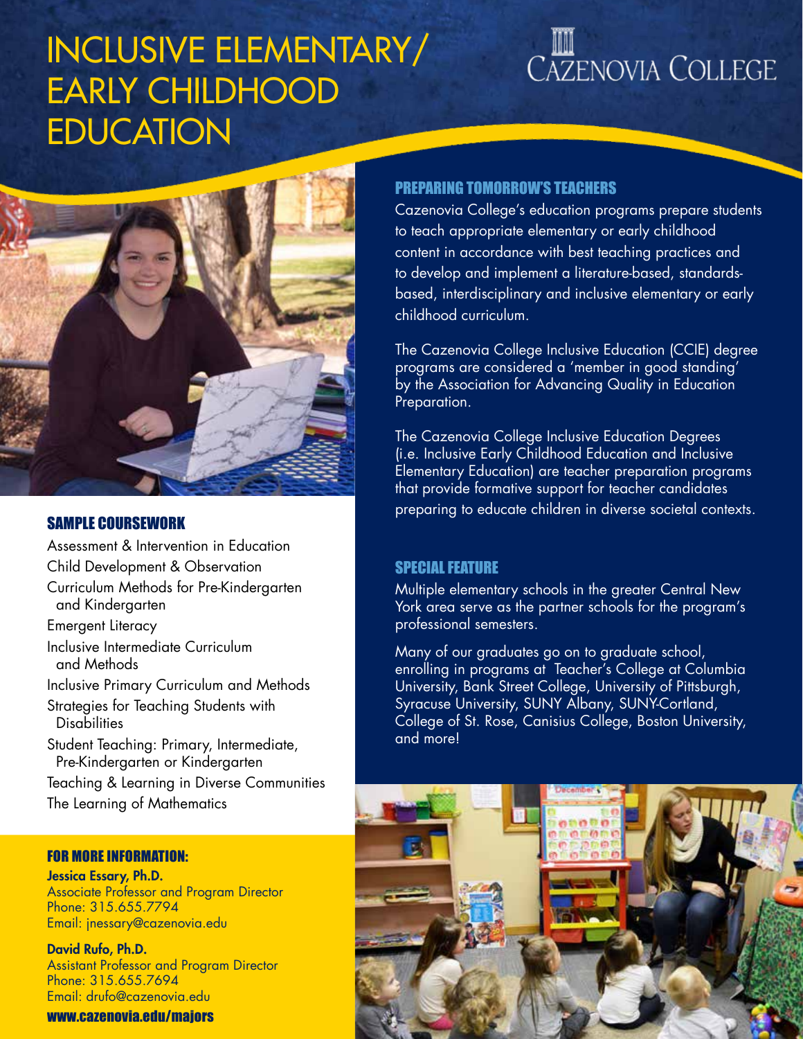# INCLUSIVE ELEMENTARY/ EARLY CHILDHOOD EDUCATION

Cazenovia College

## PREPARING TOMORROW'S TEACHERS

Cazenovia College's education programs prepare students to teach appropriate elementary or early childhood content in accordance with best teaching practices and to develop and implement a literature-based, standards-based, interdisciplinary and inclusive elementary or early childhood curriculum.

The Cazenovia College Inclusive Education (CCIE) degree programs are considered a 'member in good standing' by the Association for Advancing Quality in Education Preparation.

The Cazenovia College Inclusive Education Degrees (i.e. Inclusive Early Childhood Education and Inclusive Elementary Education) are teacher preparation programs that provide formative support for teacher candidates preparing to educate children in diverse societal contexts.

## SPECIAL FEATURE

Multiple elementary schools in the greater Central New York area serve as the partner schools for the program's professional semesters.

Many of our graduates go on to graduate school, enrolling in programs at Teacher's College at Columbia University, Bank Street College, University of Pittsburgh, Syracuse University, SUNY Albany, SUNY-Cortland, College of St. Rose, Canisius College, Boston University, and more!

## SAMPLE COURSEWORK

- Assessment & Intervention in Education
- Child Development & Observation
- Curriculum Methods for Pre-Kindergarten and Kindergarten
- Emergent Literacy
- Inclusive Intermediate Curriculum and Methods
- Inclusive Primary Curriculum and Methods
- Strategies for Teaching Students with Disabilities
- Student Teaching: Primary, Intermediate, Pre-Kindergarten or Kindergarten
- Teaching & Learning in Diverse Communities
- The Learning of Mathematics

## FOR MORE INFORMATION:

**Jessica Essary, Ph.D.**
Associate Professor and Program Director
Phone: 315.655.7794
Email: jnessary@cazenovia.edu

**David Rufo, Ph.D.**
Assistant Professor and Program Director
Phone: 315.655.7694
Email: drufo@cazenovia.edu

**www.cazenovia.edu/majors**